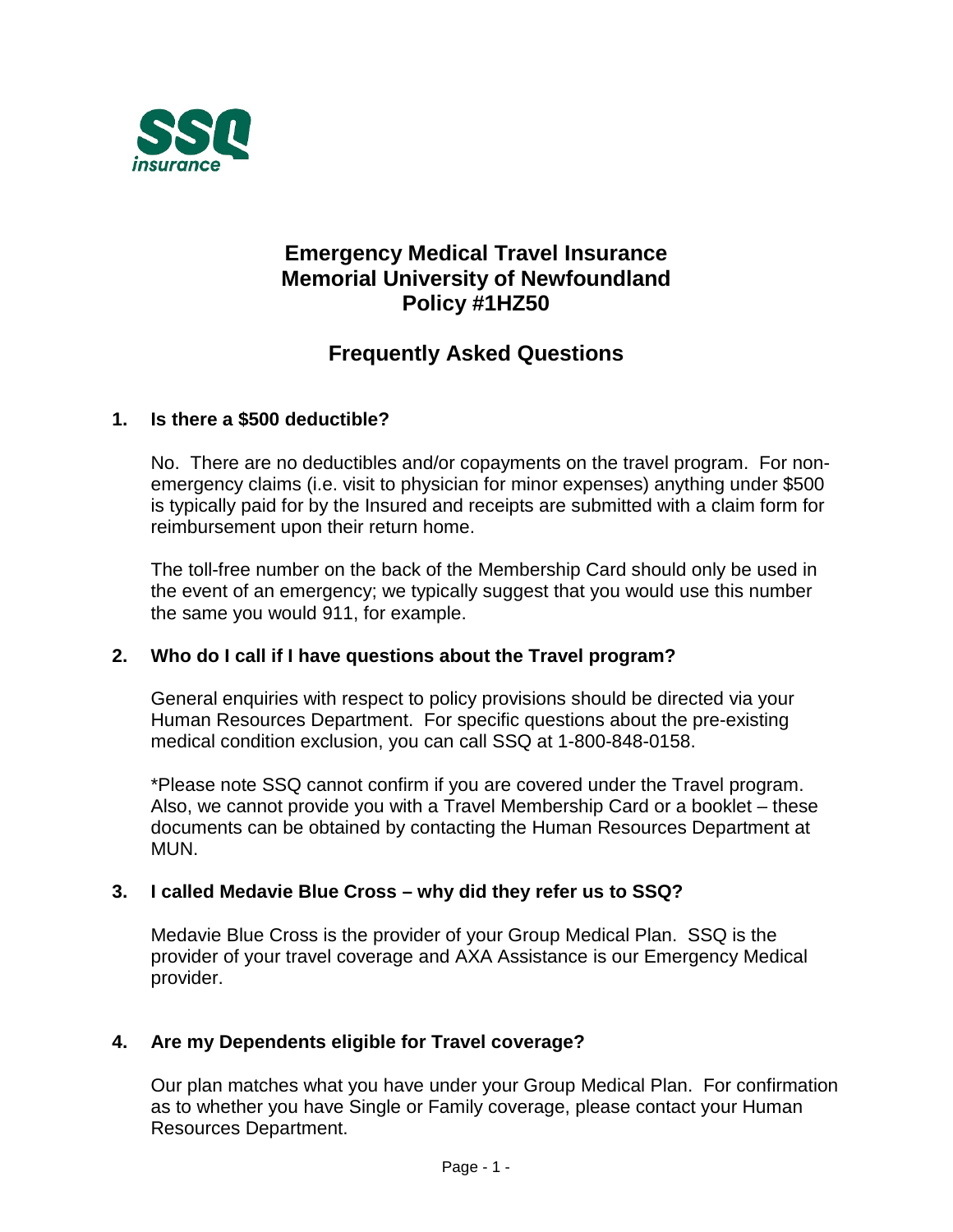# Emergency Medical Travel Insurance
# Memorial University of Newfoundland
# Policy #1HZ50

## Frequently Asked Questions

### 1. Is there a $500 deductible?

No. There are no deductibles and/or copayments on the travel program. For non-emergency claims (i.e. visit to physician for minor expenses) anything under $500 is typically paid for by the Insured and receipts are submitted with a claim form for reimbursement upon their return home.

The toll-free number on the back of the Membership Card should only be used in the event of an emergency; we typically suggest that you would use this number the same you would 911, for example.

### 2. Who do I call if I have questions about the Travel program?

General enquiries with respect to policy provisions should be directed via your Human Resources Department. For specific questions about the pre-existing medical condition exclusion, you can call SSQ at 1-800-848-0158.

*Please note SSQ cannot confirm if you are covered under the Travel program. Also, we cannot provide you with a Travel Membership Card or a booklet – these documents can be obtained by contacting the Human Resources Department at MUN.

### 3. I called Medavie Blue Cross – why did they refer us to SSQ?

Medavie Blue Cross is the provider of your Group Medical Plan. SSQ is the provider of your travel coverage and AXA Assistance is our Emergency Medical provider.

### 4. Are my Dependents eligible for Travel coverage?

Our plan matches what you have under your Group Medical Plan. For confirmation as to whether you have Single or Family coverage, please contact your Human Resources Department.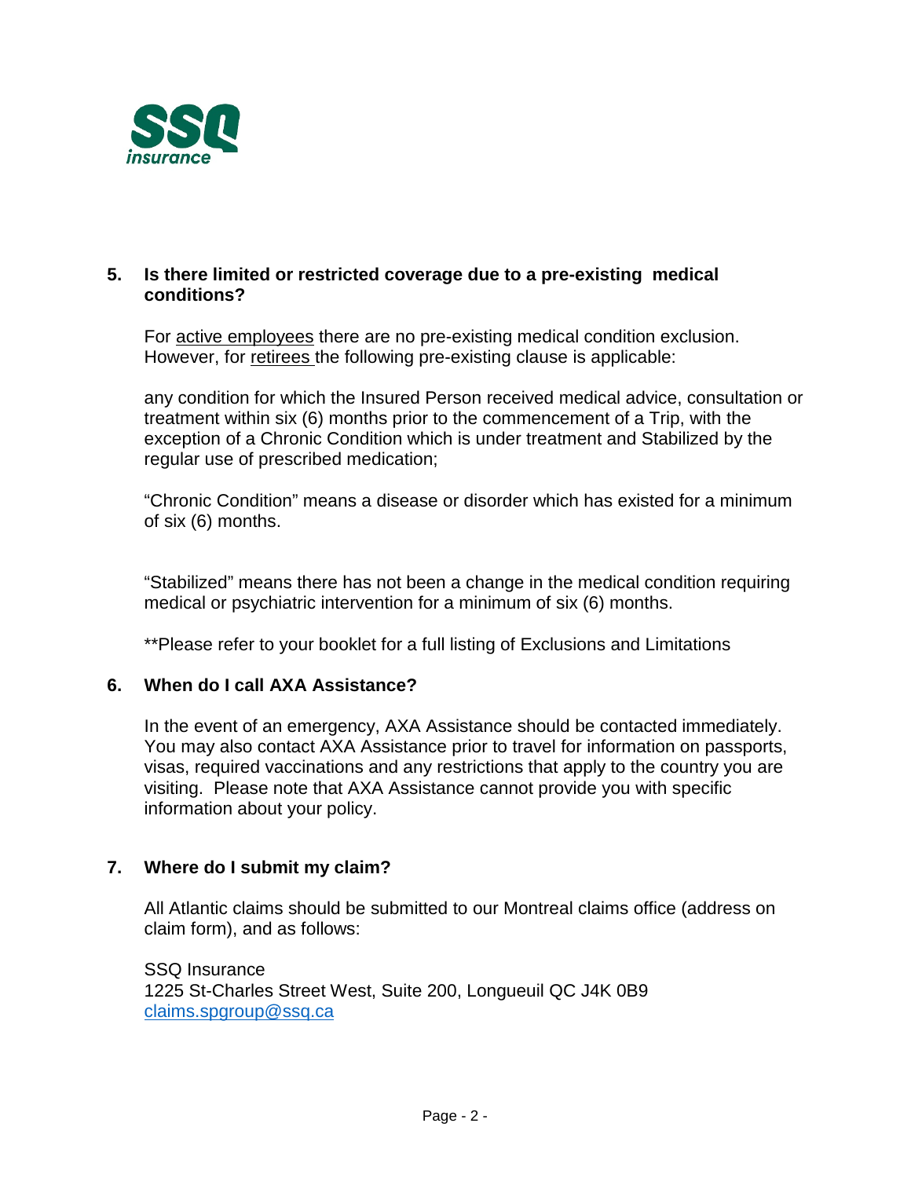**SSQ insurance**

## 5. Is there limited or restricted coverage due to a pre-existing medical conditions?

For active employees there are no pre-existing medical condition exclusion. However, for retirees the following pre-existing clause is applicable:

any condition for which the Insured Person received medical advice, consultation or treatment within six (6) months prior to the commencement of a Trip, with the exception of a Chronic Condition which is under treatment and Stabilized by the regular use of prescribed medication;

"Chronic Condition" means a disease or disorder which has existed for a minimum of six (6) months.

"Stabilized" means there has not been a change in the medical condition requiring medical or psychiatric intervention for a minimum of six (6) months.

**Please refer to your booklet for a full listing of Exclusions and Limitations

## 6. When do I call AXA Assistance?

In the event of an emergency, AXA Assistance should be contacted immediately. You may also contact AXA Assistance prior to travel for information on passports, visas, required vaccinations and any restrictions that apply to the country you are visiting. Please note that AXA Assistance cannot provide you with specific information about your policy.

## 7. Where do I submit my claim?

All Atlantic claims should be submitted to our Montreal claims office (address on claim form), and as follows:

SSQ Insurance
1225 St-Charles Street West, Suite 200, Longueuil QC J4K 0B9
claims.spgroup@ssq.ca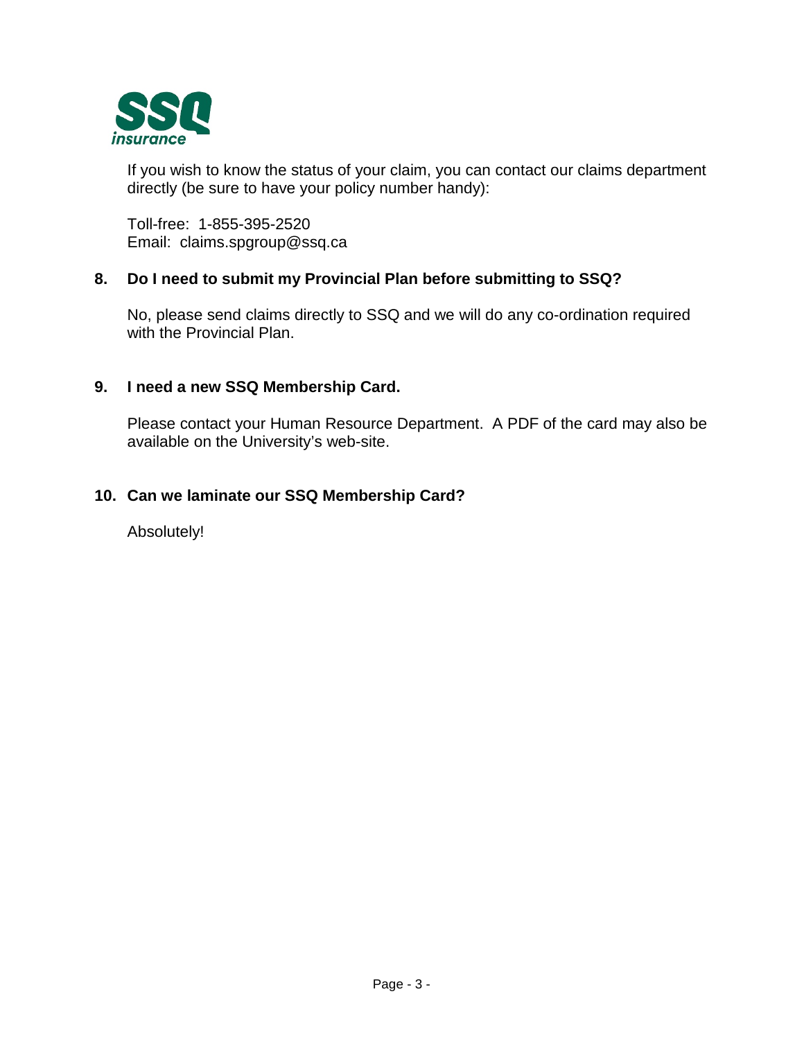If you wish to know the status of your claim, you can contact our claims department directly (be sure to have your policy number handy):

Toll-free: 1-855-395-2520
Email: claims.spgroup@ssq.ca

**8. Do I need to submit my Provincial Plan before submitting to SSQ?**

No, please send claims directly to SSQ and we will do any co-ordination required with the Provincial Plan.

**9. I need a new SSQ Membership Card.**

Please contact your Human Resource Department. A PDF of the card may also be available on the University's web-site.

**10. Can we laminate our SSQ Membership Card?**

Absolutely!